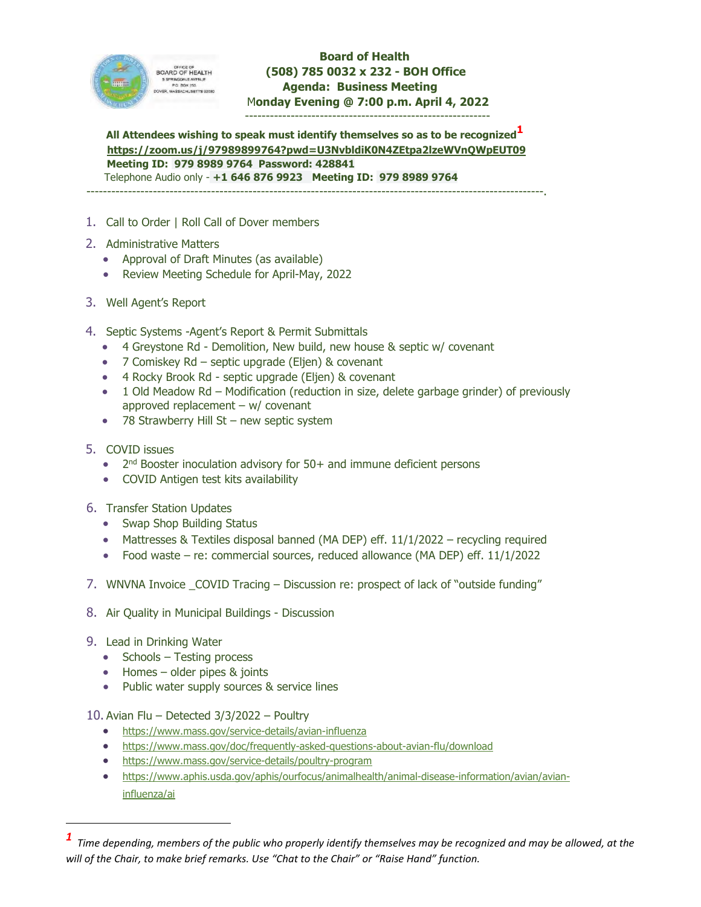OFFICE OF BOARD OF HEALTH
5 SPRINGDALE AVENUE
P.O. BOX 250
DOVER, MASSACHUSETTS 02030

**Board of Health**
**(508) 785 0032 x 232 - BOH Office**
**Agenda: Business Meeting**
**Monday Evening @ 7:00 p.m. April 4, 2022**

---

**All Attendees wishing to speak must identify themselves so as to be recognized**[1]
**https://zoom.us/j/97989899764?pwd=U3NvbldiK0N4ZEtpa2lzeWVnQWpEUT09**
**Meeting ID: 979 8989 9764 Password: 428841**
Telephone Audio only - **+1 646 876 9923 Meeting ID: 979 8989 9764**

---

1. Call to Order | Roll Call of Dover members
2. Administrative Matters
   - Approval of Draft Minutes (as available)
   - Review Meeting Schedule for April-May, 2022
3. Well Agent's Report
4. Septic Systems -Agent's Report & Permit Submittals
   - 4 Greystone Rd - Demolition, New build, new house & septic w/ covenant
   - 7 Comiskey Rd – septic upgrade (Eljen) & covenant
   - 4 Rocky Brook Rd - septic upgrade (Eljen) & covenant
   - 1 Old Meadow Rd – Modification (reduction in size, delete garbage grinder) of previously approved replacement – w/ covenant
   - 78 Strawberry Hill St – new septic system
5. COVID issues
   - 2nd Booster inoculation advisory for 50+ and immune deficient persons
   - COVID Antigen test kits availability
6. Transfer Station Updates
   - Swap Shop Building Status
   - Mattresses & Textiles disposal banned (MA DEP) eff. 11/1/2022 – recycling required
   - Food waste – re: commercial sources, reduced allowance (MA DEP) eff. 11/1/2022
7. WNVNA Invoice _COVID Tracing – Discussion re: prospect of lack of "outside funding"
8. Air Quality in Municipal Buildings - Discussion
9. Lead in Drinking Water
   - Schools – Testing process
   - Homes – older pipes & joints
   - Public water supply sources & service lines
10. Avian Flu – Detected 3/3/2022 – Poultry
    - https://www.mass.gov/service-details/avian-influenza
    - https://www.mass.gov/doc/frequently-asked-questions-about-avian-flu/download
    - https://www.mass.gov/service-details/poultry-program
    - https://www.aphis.usda.gov/aphis/ourfocus/animalhealth/animal-disease-information/avian/avian-influenza/ai

---

[1] *Time depending, members of the public who properly identify themselves may be recognized and may be allowed, at the will of the Chair, to make brief remarks. Use "Chat to the Chair" or "Raise Hand" function.*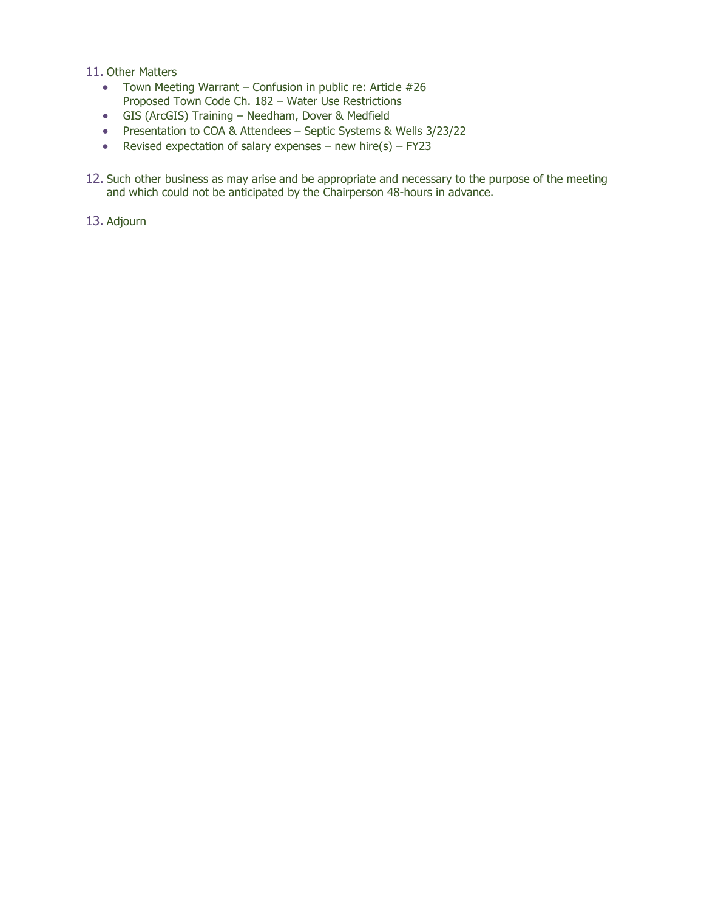11. Other Matters
    - Town Meeting Warrant – Confusion in public re: Article #26
      Proposed Town Code Ch. 182 – Water Use Restrictions
    - GIS (ArcGIS) Training – Needham, Dover & Medfield
    - Presentation to COA & Attendees – Septic Systems & Wells 3/23/22
    - Revised expectation of salary expenses – new hire(s) – FY23

12. Such other business as may arise and be appropriate and necessary to the purpose of the meeting and which could not be anticipated by the Chairperson 48-hours in advance.

13. Adjourn